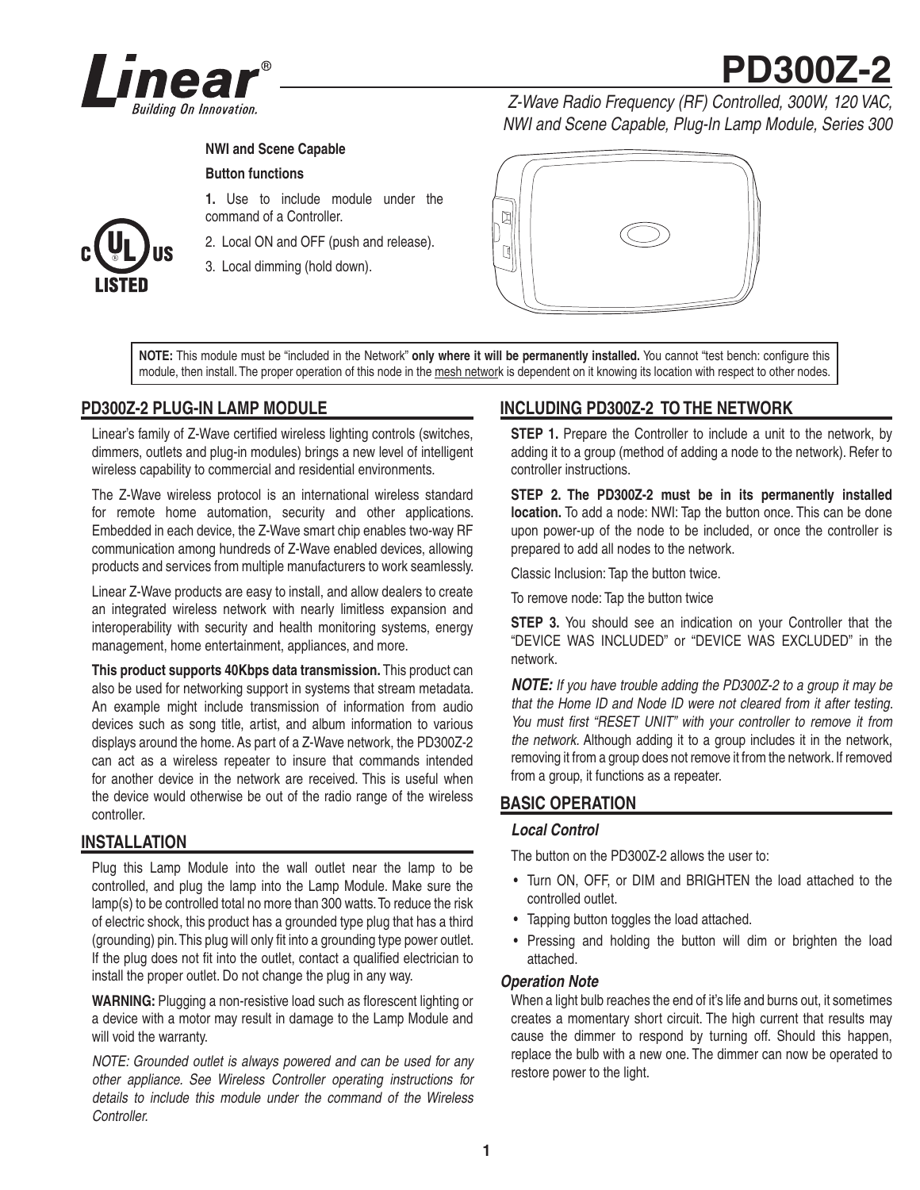# PD300Z-2

*Z-Wave Radio Frequency (RF) Controlled, 300W, 120 VAC, NWI and Scene Capable, Plug-In Lamp Module, Series 300*

**NWI and Scene Capable**

**Button functions**

**1.** Use to include module under the command of a Controller.

2. Local ON and OFF (push and release).

3. Local dimming (hold down).

**NOTE:** This module must be "included in the Network" **only where it will be permanently installed.** You cannot "test bench: configure this module, then install. The proper operation of this node in the mesh network is dependent on it knowing its location with respect to other nodes.

## PD300Z-2 PLUG-IN LAMP MODULE

Linear's family of Z-Wave certified wireless lighting controls (switches, dimmers, outlets and plug-in modules) brings a new level of intelligent wireless capability to commercial and residential environments.

The Z-Wave wireless protocol is an international wireless standard for remote home automation, security and other applications. Embedded in each device, the Z-Wave smart chip enables two-way RF communication among hundreds of Z-Wave enabled devices, allowing products and services from multiple manufacturers to work seamlessly.

Linear Z-Wave products are easy to install, and allow dealers to create an integrated wireless network with nearly limitless expansion and interoperability with security and health monitoring systems, energy management, home entertainment, appliances, and more.

**This product supports 40Kbps data transmission.** This product can also be used for networking support in systems that stream metadata. An example might include transmission of information from audio devices such as song title, artist, and album information to various displays around the home. As part of a Z-Wave network, the PD300Z-2 can act as a wireless repeater to insure that commands intended for another device in the network are received. This is useful when the device would otherwise be out of the radio range of the wireless controller.

## INSTALLATION

Plug this Lamp Module into the wall outlet near the lamp to be controlled, and plug the lamp into the Lamp Module. Make sure the lamp(s) to be controlled total no more than 300 watts. To reduce the risk of electric shock, this product has a grounded type plug that has a third (grounding) pin. This plug will only fit into a grounding type power outlet. If the plug does not fit into the outlet, contact a qualified electrician to install the proper outlet. Do not change the plug in any way.

**WARNING:** Plugging a non-resistive load such as florescent lighting or a device with a motor may result in damage to the Lamp Module and will void the warranty.

*NOTE: Grounded outlet is always powered and can be used for any other appliance. See Wireless Controller operating instructions for details to include this module under the command of the Wireless Controller.*

## INCLUDING PD300Z-2 TO THE NETWORK

**STEP 1.** Prepare the Controller to include a unit to the network, by adding it to a group (method of adding a node to the network). Refer to controller instructions.

**STEP 2. The PD300Z-2 must be in its permanently installed location.** To add a node: NWI: Tap the button once. This can be done upon power-up of the node to be included, or once the controller is prepared to add all nodes to the network.

Classic Inclusion: Tap the button twice.

To remove node: Tap the button twice

**STEP 3.** You should see an indication on your Controller that the "DEVICE WAS INCLUDED" or "DEVICE WAS EXCLUDED" in the network.

***NOTE:*** *If you have trouble adding the PD300Z-2 to a group it may be that the Home ID and Node ID were not cleared from it after testing. You must first "RESET UNIT" with your controller to remove it from the network.* Although adding it to a group includes it in the network, removing it from a group does not remove it from the network. If removed from a group, it functions as a repeater.

## BASIC OPERATION

### *Local Control*

The button on the PD300Z-2 allows the user to:

- Turn ON, OFF, or DIM and BRIGHTEN the load attached to the controlled outlet.
- Tapping button toggles the load attached.
- Pressing and holding the button will dim or brighten the load attached.

### *Operation Note*

When a light bulb reaches the end of it's life and burns out, it sometimes creates a momentary short circuit. The high current that results may cause the dimmer to respond by turning off. Should this happen, replace the bulb with a new one. The dimmer can now be operated to restore power to the light.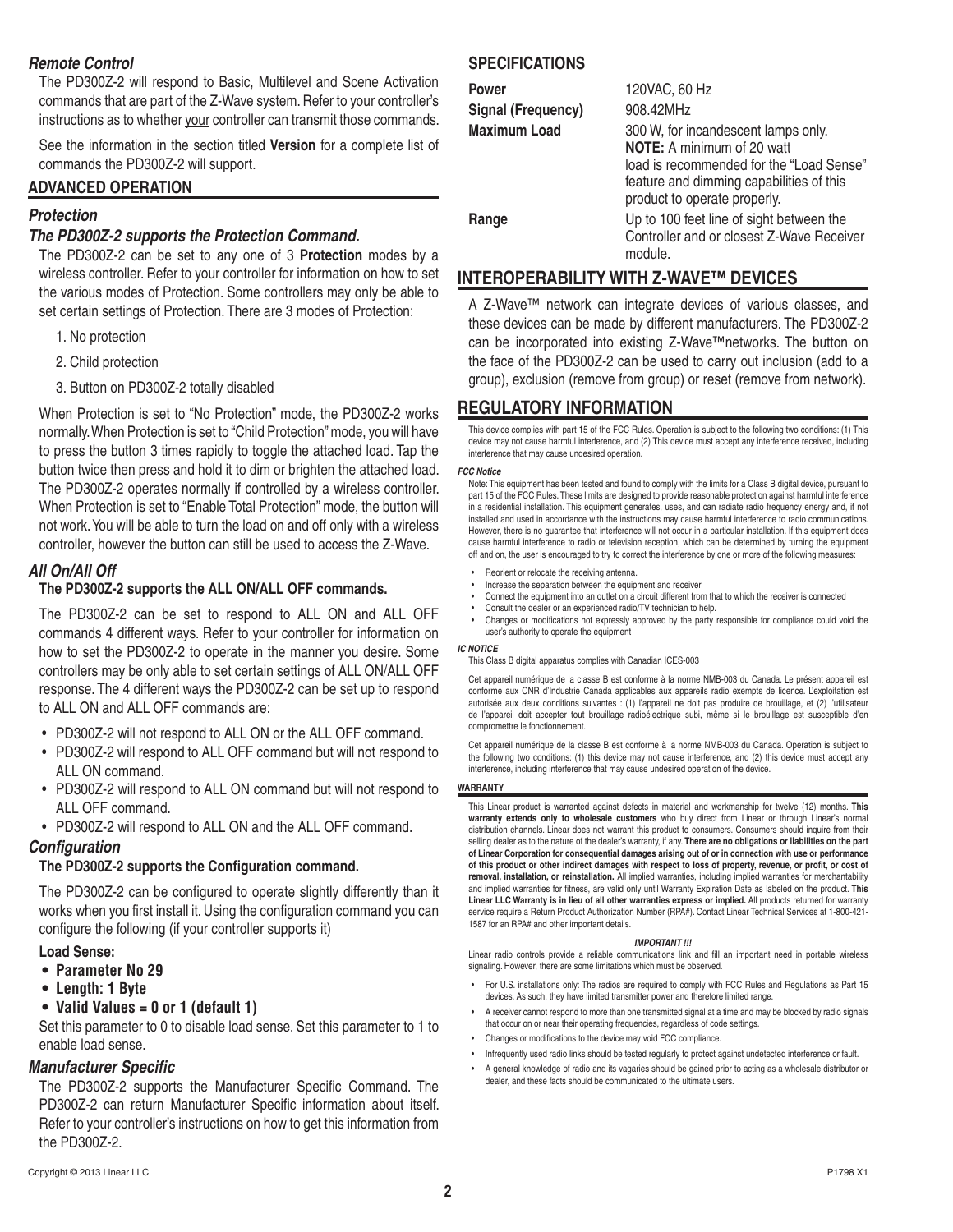### Remote Control

The PD300Z-2 will respond to Basic, Multilevel and Scene Activation commands that are part of the Z-Wave system. Refer to your controller's instructions as to whether your controller can transmit those commands.

See the information in the section titled **Version** for a complete list of commands the PD300Z-2 will support.

## ADVANCED OPERATION

### Protection

### The PD300Z-2 supports the Protection Command.

The PD300Z-2 can be set to any one of 3 **Protection** modes by a wireless controller. Refer to your controller for information on how to set the various modes of Protection. Some controllers may only be able to set certain settings of Protection. There are 3 modes of Protection:

1. No protection
2. Child protection
3. Button on PD300Z-2 totally disabled

When Protection is set to "No Protection" mode, the PD300Z-2 works normally. When Protection is set to "Child Protection" mode, you will have to press the button 3 times rapidly to toggle the attached load. Tap the button twice then press and hold it to dim or brighten the attached load. The PD300Z-2 operates normally if controlled by a wireless controller. When Protection is set to "Enable Total Protection" mode, the button will not work. You will be able to turn the load on and off only with a wireless controller, however the button can still be used to access the Z-Wave.

### All On/All Off

**The PD300Z-2 supports the ALL ON/ALL OFF commands.**

The PD300Z-2 can be set to respond to ALL ON and ALL OFF commands 4 different ways. Refer to your controller for information on how to set the PD300Z-2 to operate in the manner you desire. Some controllers may be only able to set certain settings of ALL ON/ALL OFF response. The 4 different ways the PD300Z-2 can be set up to respond to ALL ON and ALL OFF commands are:

- PD300Z-2 will not respond to ALL ON or the ALL OFF command.
- PD300Z-2 will respond to ALL OFF command but will not respond to ALL ON command.
- PD300Z-2 will respond to ALL ON command but will not respond to ALL OFF command.
- PD300Z-2 will respond to ALL ON and the ALL OFF command.

### Configuration

**The PD300Z-2 supports the Configuration command.**

The PD300Z-2 can be configured to operate slightly differently than it works when you first install it. Using the configuration command you can configure the following (if your controller supports it)

**Load Sense:**

- **Parameter No 29**
- **Length: 1 Byte**
- **Valid Values = 0 or 1 (default 1)**

Set this parameter to 0 to disable load sense. Set this parameter to 1 to enable load sense.

### Manufacturer Specific

The PD300Z-2 supports the Manufacturer Specific Command. The PD300Z-2 can return Manufacturer Specific information about itself. Refer to your controller's instructions on how to get this information from the PD300Z-2.

## SPECIFICATIONS

| | |
|---|---|
| **Power** | 120VAC, 60 Hz |
| **Signal (Frequency)** | 908.42MHz |
| **Maximum Load** | 300 W, for incandescent lamps only. **NOTE:** A minimum of 20 watt load is recommended for the "Load Sense" feature and dimming capabilities of this product to operate properly. |
| **Range** | Up to 100 feet line of sight between the Controller and or closest Z-Wave Receiver module. |

## INTEROPERABILITY WITH Z-WAVE™ DEVICES

A Z-Wave™ network can integrate devices of various classes, and these devices can be made by different manufacturers. The PD300Z-2 can be incorporated into existing Z-Wave™networks. The button on the face of the PD300Z-2 can be used to carry out inclusion (add to a group), exclusion (remove from group) or reset (remove from network).

## REGULATORY INFORMATION

This device complies with part 15 of the FCC Rules. Operation is subject to the following two conditions: (1) This device may not cause harmful interference, and (2) This device must accept any interference received, including interference that may cause undesired operation.

***FCC Notice***

Note: This equipment has been tested and found to comply with the limits for a Class B digital device, pursuant to part 15 of the FCC Rules. These limits are designed to provide reasonable protection against harmful interference in a residential installation. This equipment generates, uses, and can radiate radio frequency energy and, if not installed and used in accordance with the instructions may cause harmful interference to radio communications. However, there is no guarantee that interference will not occur in a particular installation. If this equipment does cause harmful interference to radio or television reception, which can be determined by turning the equipment off and on, the user is encouraged to try to correct the interference by one or more of the following measures:

- Reorient or relocate the receiving antenna.
- Increase the separation between the equipment and receiver
- Connect the equipment into an outlet on a circuit different from that to which the receiver is connected
- Consult the dealer or an experienced radio/TV technician to help.
- Changes or modifications not expressly approved by the party responsible for compliance could void the user's authority to operate the equipment

***IC NOTICE***

This Class B digital apparatus complies with Canadian ICES-003

Cet appareil numérique de la classe B est conforme à la norme NMB-003 du Canada. Le présent appareil est conforme aux CNR d'Industrie Canada applicables aux appareils radio exempts de licence. L'exploitation est autorisée aux deux conditions suivantes : (1) l'appareil ne doit pas produire de brouillage, et (2) l'utilisateur de l'appareil doit accepter tout brouillage radioélectrique subi, même si le brouillage est susceptible d'en compromettre le fonctionnement.

Cet appareil numérique de la classe B est conforme à la norme NMB-003 du Canada. Operation is subject to the following two conditions: (1) this device may not cause interference, and (2) this device must accept any interference, including interference that may cause undesired operation of the device.

**WARRANTY**

This Linear product is warranted against defects in material and workmanship for twelve (12) months. **This warranty extends only to wholesale customers** who buy direct from Linear or through Linear's normal distribution channels. Linear does not warrant this product to consumers. Consumers should inquire from their selling dealer as to the nature of the dealer's warranty, if any. **There are no obligations or liabilities on the part of Linear Corporation for consequential damages arising out of or in connection with use or performance of this product or other indirect damages with respect to loss of property, revenue, or profit, or cost of removal, installation, or reinstallation.** All implied warranties, including implied warranties for merchantability and implied warranties for fitness, are valid only until Warranty Expiration Date as labeled on the product. **This Linear LLC Warranty is in lieu of all other warranties express or implied.** All products returned for warranty service require a Return Product Authorization Number (RPA#). Contact Linear Technical Services at 1-800-421-1587 for an RPA# and other important details.

***IMPORTANT !!!***

Linear radio controls provide a reliable communications link and fill an important need in portable wireless signaling. However, there are some limitations which must be observed.

- For U.S. installations only: The radios are required to comply with FCC Rules and Regulations as Part 15 devices. As such, they have limited transmitter power and therefore limited range.
- A receiver cannot respond to more than one transmitted signal at a time and may be blocked by radio signals that occur on or near their operating frequencies, regardless of code settings.
- Changes or modifications to the device may void FCC compliance.
- Infrequently used radio links should be tested regularly to protect against undetected interference or fault.
- A general knowledge of radio and its vagaries should be gained prior to acting as a wholesale distributor or dealer, and these facts should be communicated to the ultimate users.

Copyright © 2013 Linear LLC

P1798 X1